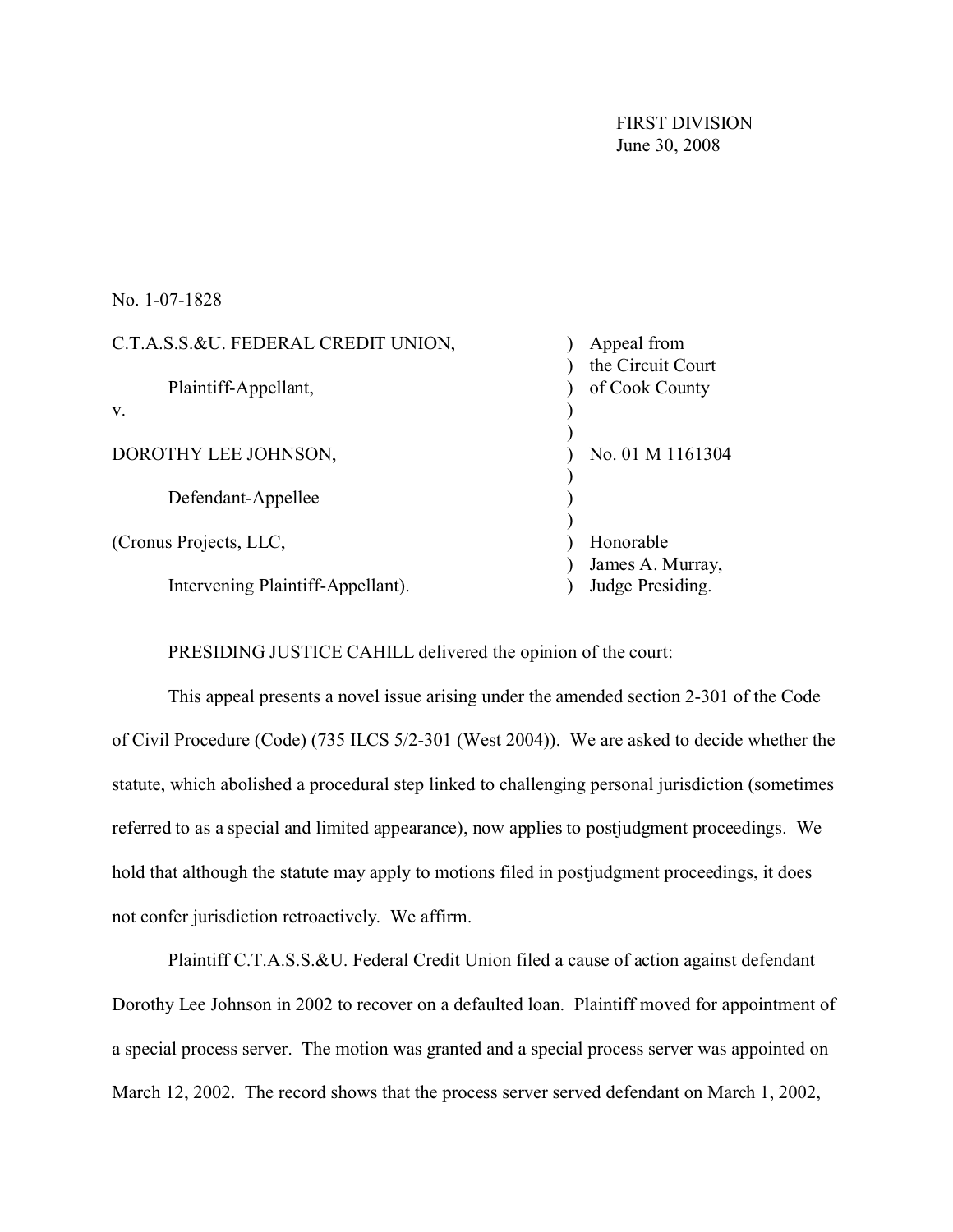FIRST DIVISION
June 30, 2008

No. 1-07-1828

| | | |
|---|---|---|
| C.T.A.S.S.&U. FEDERAL CREDIT UNION, | ) | Appeal from |
| | ) | the Circuit Court |
| Plaintiff-Appellant, | ) | of Cook County |
| v. | ) | |
| | ) | |
| DOROTHY LEE JOHNSON, | ) | No. 01 M 1161304 |
| | ) | |
| Defendant-Appellee | ) | |
| | ) | |
| (Cronus Projects, LLC, | ) | Honorable |
| | ) | James A. Murray, |
| Intervening Plaintiff-Appellant). | ) | Judge Presiding. |

PRESIDING JUSTICE CAHILL delivered the opinion of the court:

This appeal presents a novel issue arising under the amended section 2-301 of the Code of Civil Procedure (Code) (735 ILCS 5/2-301 (West 2004)). We are asked to decide whether the statute, which abolished a procedural step linked to challenging personal jurisdiction (sometimes referred to as a special and limited appearance), now applies to postjudgment proceedings. We hold that although the statute may apply to motions filed in postjudgment proceedings, it does not confer jurisdiction retroactively. We affirm.

Plaintiff C.T.A.S.S.&U. Federal Credit Union filed a cause of action against defendant Dorothy Lee Johnson in 2002 to recover on a defaulted loan. Plaintiff moved for appointment of a special process server. The motion was granted and a special process server was appointed on March 12, 2002. The record shows that the process server served defendant on March 1, 2002,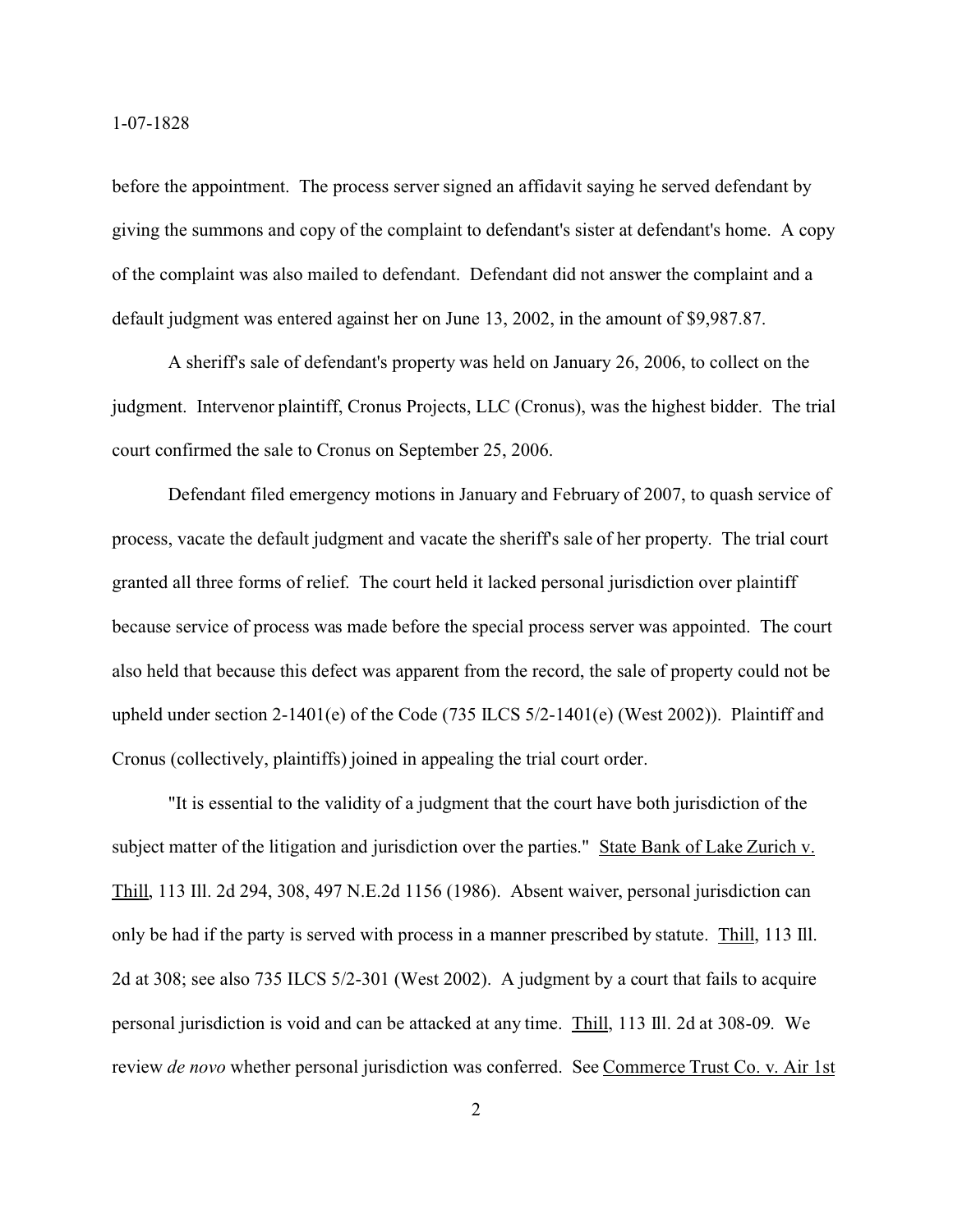before the appointment. The process server signed an affidavit saying he served defendant by giving the summons and copy of the complaint to defendant's sister at defendant's home. A copy of the complaint was also mailed to defendant. Defendant did not answer the complaint and a default judgment was entered against her on June 13, 2002, in the amount of $9,987.87.

A sheriff's sale of defendant's property was held on January 26, 2006, to collect on the judgment. Intervenor plaintiff, Cronus Projects, LLC (Cronus), was the highest bidder. The trial court confirmed the sale to Cronus on September 25, 2006.

Defendant filed emergency motions in January and February of 2007, to quash service of process, vacate the default judgment and vacate the sheriff's sale of her property. The trial court granted all three forms of relief. The court held it lacked personal jurisdiction over plaintiff because service of process was made before the special process server was appointed. The court also held that because this defect was apparent from the record, the sale of property could not be upheld under section 2-1401(e) of the Code (735 ILCS 5/2-1401(e) (West 2002)). Plaintiff and Cronus (collectively, plaintiffs) joined in appealing the trial court order.

"It is essential to the validity of a judgment that the court have both jurisdiction of the subject matter of the litigation and jurisdiction over the parties." <u>State Bank of Lake Zurich v. Thill</u>, 113 Ill. 2d 294, 308, 497 N.E.2d 1156 (1986). Absent waiver, personal jurisdiction can only be had if the party is served with process in a manner prescribed by statute. <u>Thill</u>, 113 Ill. 2d at 308; see also 735 ILCS 5/2-301 (West 2002). A judgment by a court that fails to acquire personal jurisdiction is void and can be attacked at any time. <u>Thill</u>, 113 Ill. 2d at 308-09. We review *de novo* whether personal jurisdiction was conferred. See <u>Commerce Trust Co. v. Air 1st</u>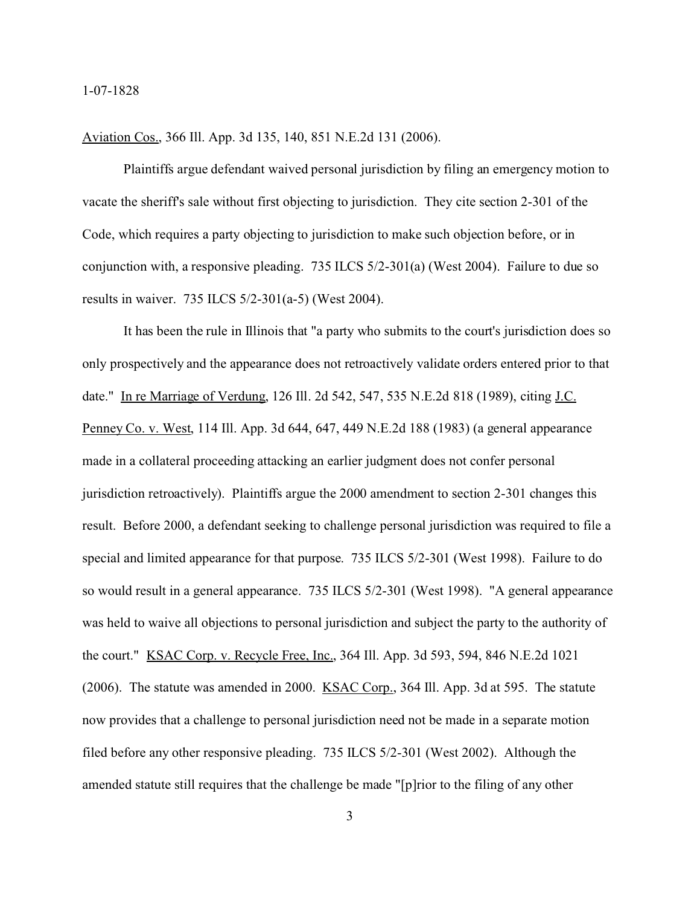Aviation Cos., 366 Ill. App. 3d 135, 140, 851 N.E.2d 131 (2006).

Plaintiffs argue defendant waived personal jurisdiction by filing an emergency motion to vacate the sheriff's sale without first objecting to jurisdiction. They cite section 2-301 of the Code, which requires a party objecting to jurisdiction to make such objection before, or in conjunction with, a responsive pleading. 735 ILCS 5/2-301(a) (West 2004). Failure to due so results in waiver. 735 ILCS 5/2-301(a-5) (West 2004).

It has been the rule in Illinois that "a party who submits to the court's jurisdiction does so only prospectively and the appearance does not retroactively validate orders entered prior to that date." In re Marriage of Verdung, 126 Ill. 2d 542, 547, 535 N.E.2d 818 (1989), citing J.C. Penney Co. v. West, 114 Ill. App. 3d 644, 647, 449 N.E.2d 188 (1983) (a general appearance made in a collateral proceeding attacking an earlier judgment does not confer personal jurisdiction retroactively). Plaintiffs argue the 2000 amendment to section 2-301 changes this result. Before 2000, a defendant seeking to challenge personal jurisdiction was required to file a special and limited appearance for that purpose. 735 ILCS 5/2-301 (West 1998). Failure to do so would result in a general appearance. 735 ILCS 5/2-301 (West 1998). "A general appearance was held to waive all objections to personal jurisdiction and subject the party to the authority of the court." KSAC Corp. v. Recycle Free, Inc., 364 Ill. App. 3d 593, 594, 846 N.E.2d 1021 (2006). The statute was amended in 2000. KSAC Corp., 364 Ill. App. 3d at 595. The statute now provides that a challenge to personal jurisdiction need not be made in a separate motion filed before any other responsive pleading. 735 ILCS 5/2-301 (West 2002). Although the amended statute still requires that the challenge be made "[p]rior to the filing of any other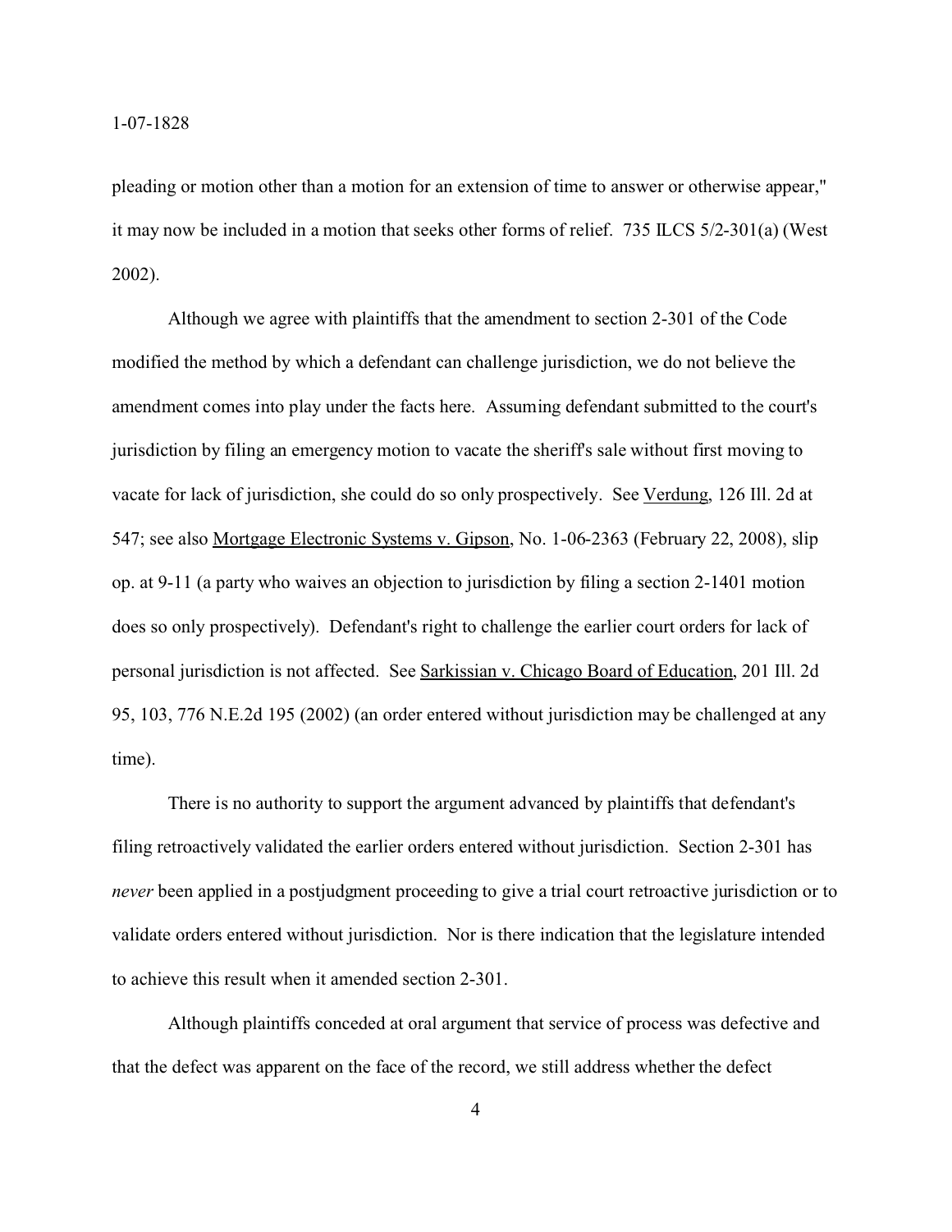pleading or motion other than a motion for an extension of time to answer or otherwise appear," it may now be included in a motion that seeks other forms of relief. 735 ILCS 5/2-301(a) (West 2002).

Although we agree with plaintiffs that the amendment to section 2-301 of the Code modified the method by which a defendant can challenge jurisdiction, we do not believe the amendment comes into play under the facts here. Assuming defendant submitted to the court's jurisdiction by filing an emergency motion to vacate the sheriff's sale without first moving to vacate for lack of jurisdiction, she could do so only prospectively. See Verdung, 126 Ill. 2d at 547; see also Mortgage Electronic Systems v. Gipson, No. 1-06-2363 (February 22, 2008), slip op. at 9-11 (a party who waives an objection to jurisdiction by filing a section 2-1401 motion does so only prospectively). Defendant's right to challenge the earlier court orders for lack of personal jurisdiction is not affected. See Sarkissian v. Chicago Board of Education, 201 Ill. 2d 95, 103, 776 N.E.2d 195 (2002) (an order entered without jurisdiction may be challenged at any time).

There is no authority to support the argument advanced by plaintiffs that defendant's filing retroactively validated the earlier orders entered without jurisdiction. Section 2-301 has *never* been applied in a postjudgment proceeding to give a trial court retroactive jurisdiction or to validate orders entered without jurisdiction. Nor is there indication that the legislature intended to achieve this result when it amended section 2-301.

Although plaintiffs conceded at oral argument that service of process was defective and that the defect was apparent on the face of the record, we still address whether the defect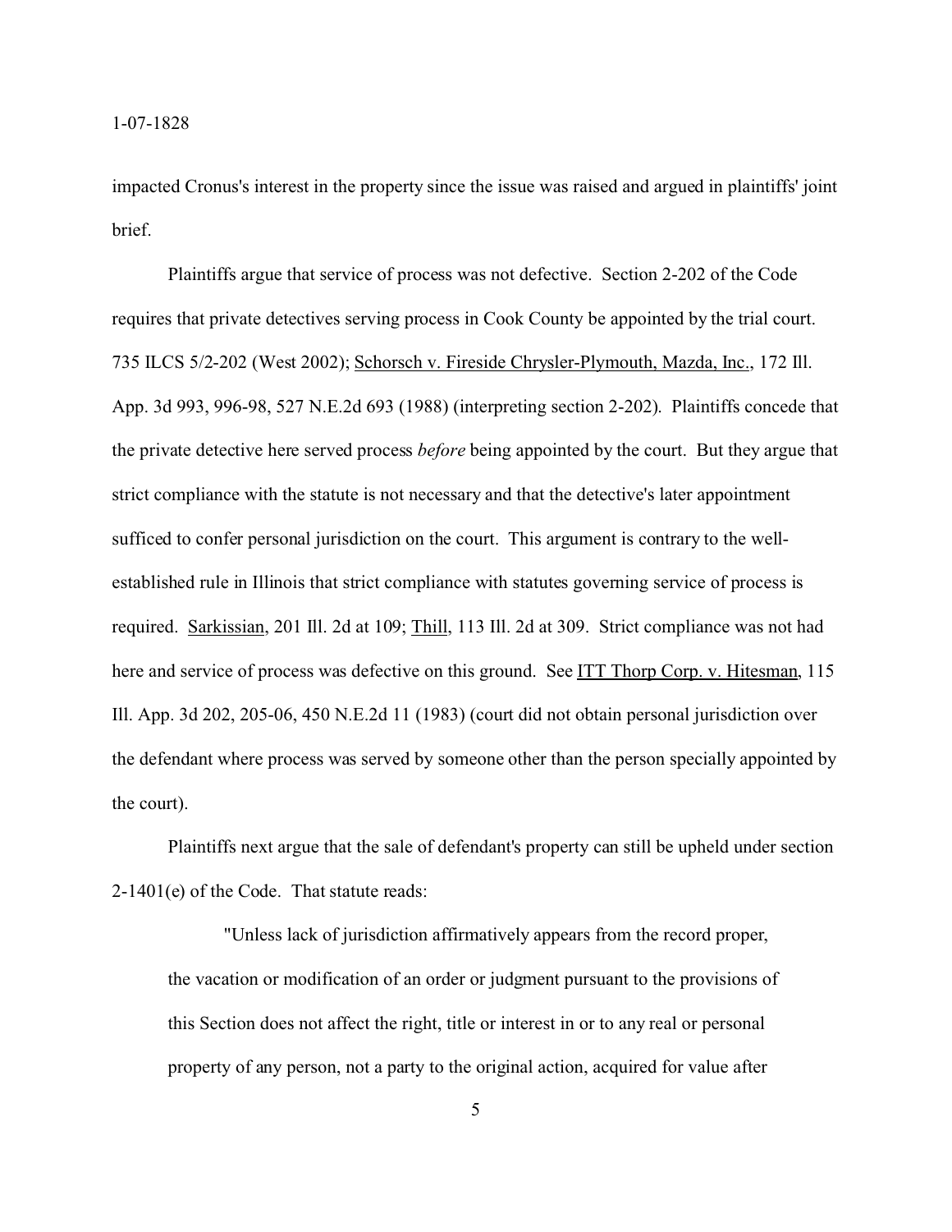impacted Cronus's interest in the property since the issue was raised and argued in plaintiffs' joint brief.

Plaintiffs argue that service of process was not defective. Section 2-202 of the Code requires that private detectives serving process in Cook County be appointed by the trial court. 735 ILCS 5/2-202 (West 2002); Schorsch v. Fireside Chrysler-Plymouth, Mazda, Inc., 172 Ill. App. 3d 993, 996-98, 527 N.E.2d 693 (1988) (interpreting section 2-202). Plaintiffs concede that the private detective here served process *before* being appointed by the court. But they argue that strict compliance with the statute is not necessary and that the detective's later appointment sufficed to confer personal jurisdiction on the court. This argument is contrary to the well-established rule in Illinois that strict compliance with statutes governing service of process is required. Sarkissian, 201 Ill. 2d at 109; Thill, 113 Ill. 2d at 309. Strict compliance was not had here and service of process was defective on this ground. See ITT Thorp Corp. v. Hitesman, 115 Ill. App. 3d 202, 205-06, 450 N.E.2d 11 (1983) (court did not obtain personal jurisdiction over the defendant where process was served by someone other than the person specially appointed by the court).

Plaintiffs next argue that the sale of defendant's property can still be upheld under section 2-1401(e) of the Code. That statute reads:

> "Unless lack of jurisdiction affirmatively appears from the record proper, the vacation or modification of an order or judgment pursuant to the provisions of this Section does not affect the right, title or interest in or to any real or personal property of any person, not a party to the original action, acquired for value after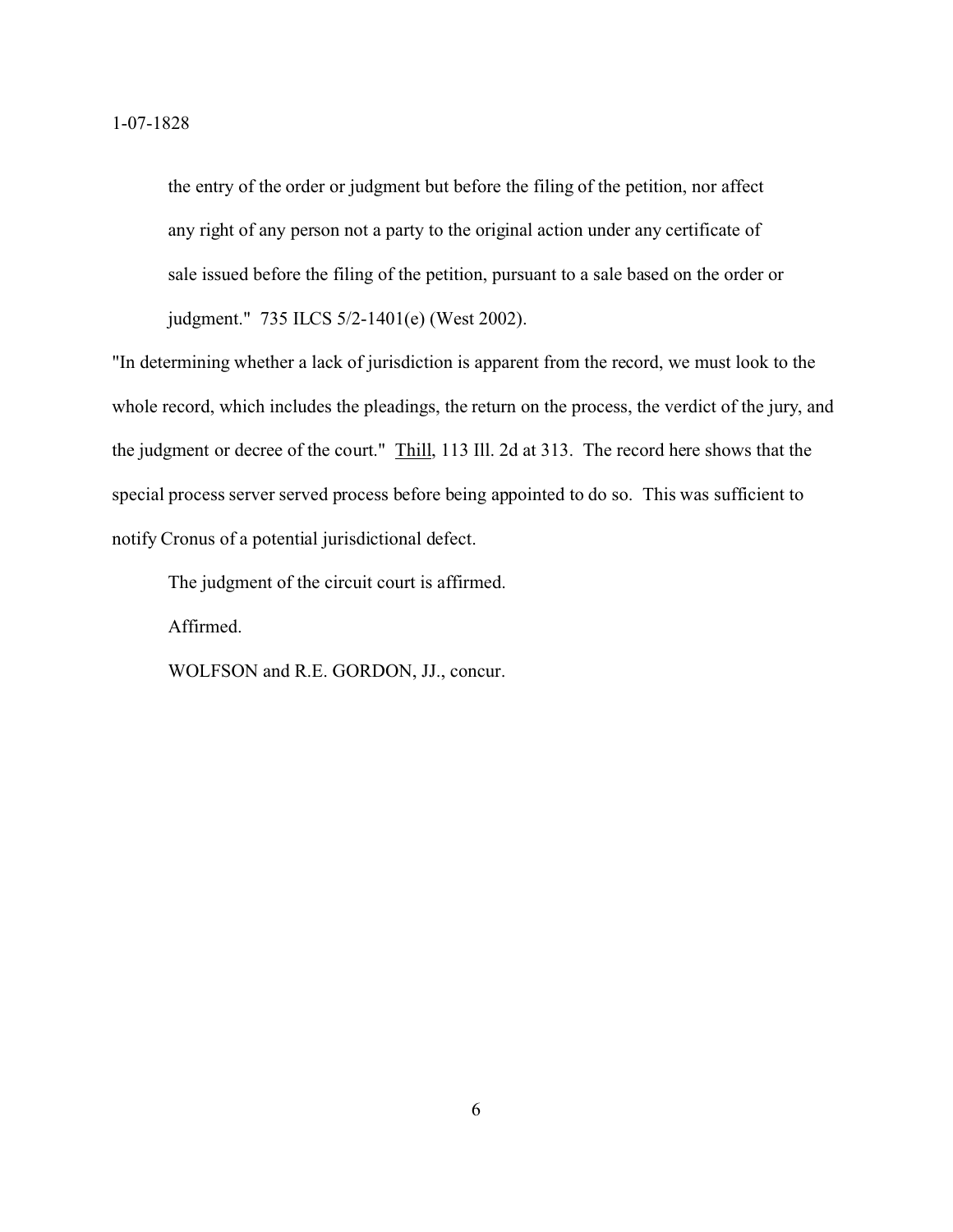> the entry of the order or judgment but before the filing of the petition, nor affect any right of any person not a party to the original action under any certificate of sale issued before the filing of the petition, pursuant to a sale based on the order or judgment." 735 ILCS 5/2-1401(e) (West 2002).

"In determining whether a lack of jurisdiction is apparent from the record, we must look to the whole record, which includes the pleadings, the return on the process, the verdict of the jury, and the judgment or decree of the court." Thill, 113 Ill. 2d at 313. The record here shows that the special process server served process before being appointed to do so. This was sufficient to notify Cronus of a potential jurisdictional defect.

The judgment of the circuit court is affirmed.

Affirmed.

WOLFSON and R.E. GORDON, JJ., concur.